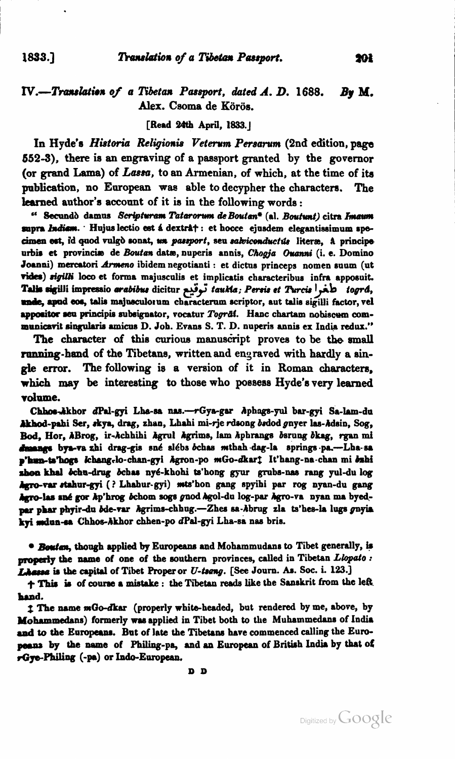## IV.—*Translation of a Tibetan Passport, dated A. D.* 1688. *By* M. Alex. Csoma de Körös.

[Read 24th April, 1833.]

In Hyde's *Historia Religionis Veterum Persarum* (2nd edition, page 552-3), there is an engraving of a passport granted by the governor (or grand Lama) of *Lassa*, to an Armenian, of which, at the time of its publication, no European was able to decypher the characters. The learned author's account of it is in the following words:

"Secundò damus *Scripturam Tatarorum de Boutan** (al. *Boutunt*) citra *Imaum* supra *Indiam*. Hujus lectio est á dextrâ†: et hocce ejusdem elegantissimum specimen est, id quod vulgò sonat, *un passport*, seu *salvi conductûs* literæ, á principe urbis et provinciæ de *Boutan* datæ, nuperis annis, *Chogja Ouanni* (i. e. Domino Joanni) mercatori *Armeno* ibidem negotianti: et dictus princeps nomen suum (ut vides) *sigilli* loco et forma majusculis et implicatis characteribus infra apposuit. Talis sigilli impressio *arabibus* dicitur توقيع *taukia*; *Persis et Turcis* طغرا *togrâ*, unde, apud eos, talis majusculorum characterum scriptor, aut talis sigilli factor, vel appositor seu principis subsignator, vocatur *Togrâi*. Hanc chartam nobiscum communicavit singularis amicus D. Joh. Evans S. T. D. nuperis annis ex India redux."

The character of this curious manuscript proves to be the small running-hand of the Tibetans, written and engraved with hardly a single error. The following is a version of it in Roman characters, which may be interesting to those who possess Hyde's very learned volume.

**Chhos-*h*khor *d*Pal-gyi Lha-sa nas.—*r*Gya-gar *h*phags-yul bar-gyi Sa-lam-du *h*khod-pahi Ser, *s*kya, drag, zhan, Lhahi mi-*r*je *r*dsong *b*sdod *g*nyer las-*h*dsin, Sog, Bod, Hor, *h*Brog, ir-*h*chhihi *h*grul *h*grims, lam *h*phrangs *b*srung *b*kag, *r*gan mi *d*mangs bya-va zhi drag-gis sné slébs *b*chas *m*thah-dag-la springs-pa.—Lha-sa p'hun-ts'hogs *k*hang-lo-chan-gyi *h*gron-po *m*Go-*d*kar‡ It'hang-na-chan mi *b*shi zhon khal *b*chu-drug *b*chas nyé-khohi ts'hong gyur grubs-nas rang yul-du log *h*gro-var *s*tahur-gyi (? Lhahur-gyi) *m*ts'hon gang spyihi par rog nyan-du gang *h*gro-las sné gor *h*p'hrog *b*chom sogs *g*nod *h*gol-du log-par *h*gro-va nyan ma byed-par phar phyir-du *b*de-var *h*grims-chhug.—Zhes sa-*h*brug zla ts'hes-la lugs *g*nyia kyi *m*dun-sa Chhos-*h*khor chhen-po *d*Pal-gyi Lha-sa nas bris.**

\* *Boutan*, though applied by Europeans and Mohammudans to Tibet generally, is properly the name of one of the southern provinces, called in Tibetan *Llopato*: *Lhassa* is the capital of Tibet Proper or *U-tsang*. [See Journ. As. Soc. i. 123.]

† This is of course a mistake: the Tibetan reads like the Sanskrit from the left hand.

‡ The name *m*Go-*d*kar (properly white-headed, but rendered by me, above, by Mohammedans) formerly was applied in Tibet both to the Muhammedans of India and to the Europeans. But of late the Tibetans have commenced calling the Europeans by the name of Philing-pa, and an European of British India by that of *r*Gye-Philing (-pa) or Indo-European.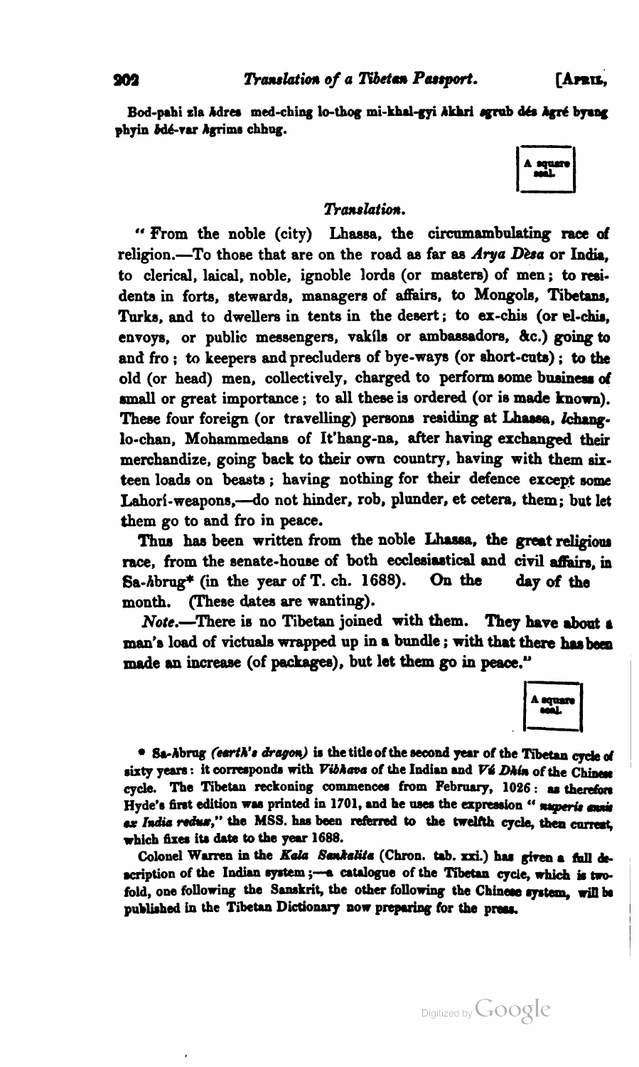Bod-pahi zla *h*dres med-ching lo-thog mi-khal-gyi *h*khri *s*grub dés *h*gré byang phyin *b*dé-var *h*grims chhug.

A square seal.

### *Translation.*

"From the noble (city) Lhassa, the circumambulating race of religion.—To those that are on the road as far as *Arya Dèsa* or India, to clerical, laical, noble, ignoble lords (or masters) of men; to residents in forts, stewards, managers of affairs, to Mongols, Tibetans, Turks, and to dwellers in tents in the desert; to ex-chis (or el-chis, envoys, or public messengers, vakíls or ambassadors, &c.) going to and fro; to keepers and precluders of bye-ways (or short-cuts); to the old (or head) men, collectively, charged to perform some business of small or great importance; to all these is ordered (or is made known). These four foreign (or travelling) persons residing at Lhassa, *l*chang-lo-chan, Mohammedans of It'hang-na, after having exchanged their merchandize, going back to their own country, having with them sixteen loads on beasts; having nothing for their defence except some Lahorí-weapons,—do not hinder, rob, plunder, et cetera, them; but let them go to and fro in peace.

Thus has been written from the noble Lhassa, the great religious race, from the senate-house of both ecclesiastical and civil affairs, in Sa-*h*brug* (in the year of T. ch. 1688). On the day of the month. (These dates are wanting).

*Note.*—There is no Tibetan joined with them. They have about a man's load of victuals wrapped up in a bundle; with that there has been made an increase (of packages), but let them go in peace."

A square seal.

* Sa-*h*brug *(earth's dragon)* is the title of the second year of the Tibetan cycle of sixty years: it corresponds with *Vibhava* of the Indian and *Vú Dhín* of the Chinese cycle. The Tibetan reckoning commences from February, 1026: as therefore Hyde's first edition was printed in 1701, and he uses the expression "*nuperis annis ex India redux*," the MSS. has been referred to the twelfth cycle, then current, which fixes its date to the year 1688.

Colonel Warren in the *Kala Sankalita* (Chron. tab. xxi.) has given a full description of the Indian system;—a catalogue of the Tibetan cycle, which is twofold, one following the Sanskrit, the other following the Chinese system, will be published in the Tibetan Dictionary now preparing for the press.